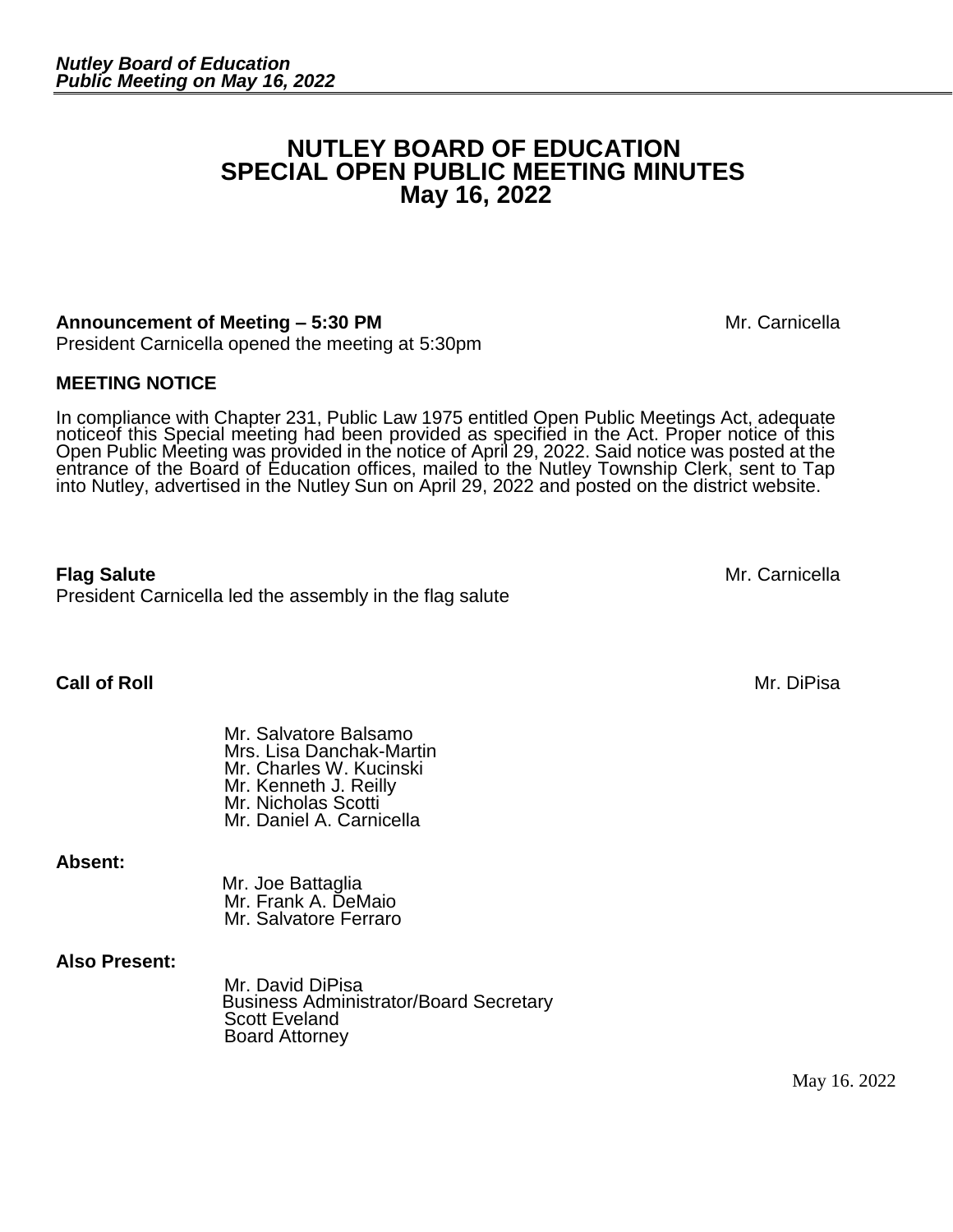# NUTLEY BOARD OF EDUCATION
# SPECIAL OPEN PUBLIC MEETING MINUTES
# May 16, 2022

**Announcement of Meeting – 5:30 PM** Mr. Carnicella

President Carnicella opened the meeting at 5:30pm

**MEETING NOTICE**

In compliance with Chapter 231, Public Law 1975 entitled Open Public Meetings Act, adequate noticeof this Special meeting had been provided as specified in the Act. Proper notice of this Open Public Meeting was provided in the notice of April 29, 2022. Said notice was posted at the entrance of the Board of Education offices, mailed to the Nutley Township Clerk, sent to Tap into Nutley, advertised in the Nutley Sun on April 29, 2022 and posted on the district website.

**Flag Salute** Mr. Carnicella

President Carnicella led the assembly in the flag salute

**Call of Roll** Mr. DiPisa

Mr. Salvatore Balsamo
Mrs. Lisa Danchak-Martin
Mr. Charles W. Kucinski
Mr. Kenneth J. Reilly
Mr. Nicholas Scotti
Mr. Daniel A. Carnicella

**Absent:**

Mr. Joe Battaglia
Mr. Frank A. DeMaio
Mr. Salvatore Ferraro

**Also Present:**

Mr. David DiPisa
Business Administrator/Board Secretary
Scott Eveland
Board Attorney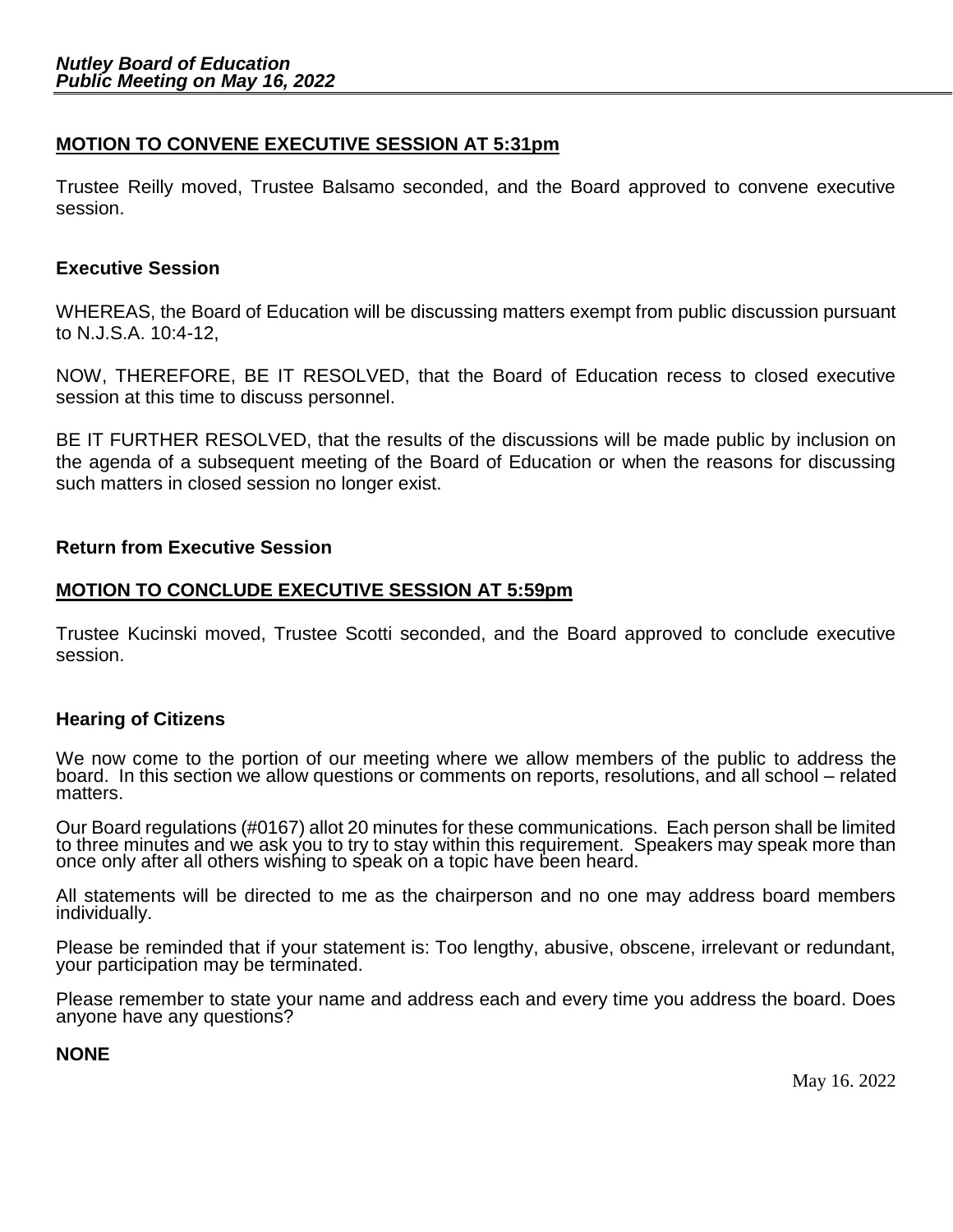**MOTION TO CONVENE EXECUTIVE SESSION AT 5:31pm**

Trustee Reilly moved, Trustee Balsamo seconded, and the Board approved to convene executive session.

**Executive Session**

WHEREAS, the Board of Education will be discussing matters exempt from public discussion pursuant to N.J.S.A. 10:4-12,

NOW, THEREFORE, BE IT RESOLVED, that the Board of Education recess to closed executive session at this time to discuss personnel.

BE IT FURTHER RESOLVED, that the results of the discussions will be made public by inclusion on the agenda of a subsequent meeting of the Board of Education or when the reasons for discussing such matters in closed session no longer exist.

**Return from Executive Session**

**MOTION TO CONCLUDE EXECUTIVE SESSION AT 5:59pm**

Trustee Kucinski moved, Trustee Scotti seconded, and the Board approved to conclude executive session.

**Hearing of Citizens**

We now come to the portion of our meeting where we allow members of the public to address the board. In this section we allow questions or comments on reports, resolutions, and all school – related matters.

Our Board regulations (#0167) allot 20 minutes for these communications. Each person shall be limited to three minutes and we ask you to try to stay within this requirement. Speakers may speak more than once only after all others wishing to speak on a topic have been heard.

All statements will be directed to me as the chairperson and no one may address board members individually.

Please be reminded that if your statement is: Too lengthy, abusive, obscene, irrelevant or redundant, your participation may be terminated.

Please remember to state your name and address each and every time you address the board. Does anyone have any questions?

**NONE**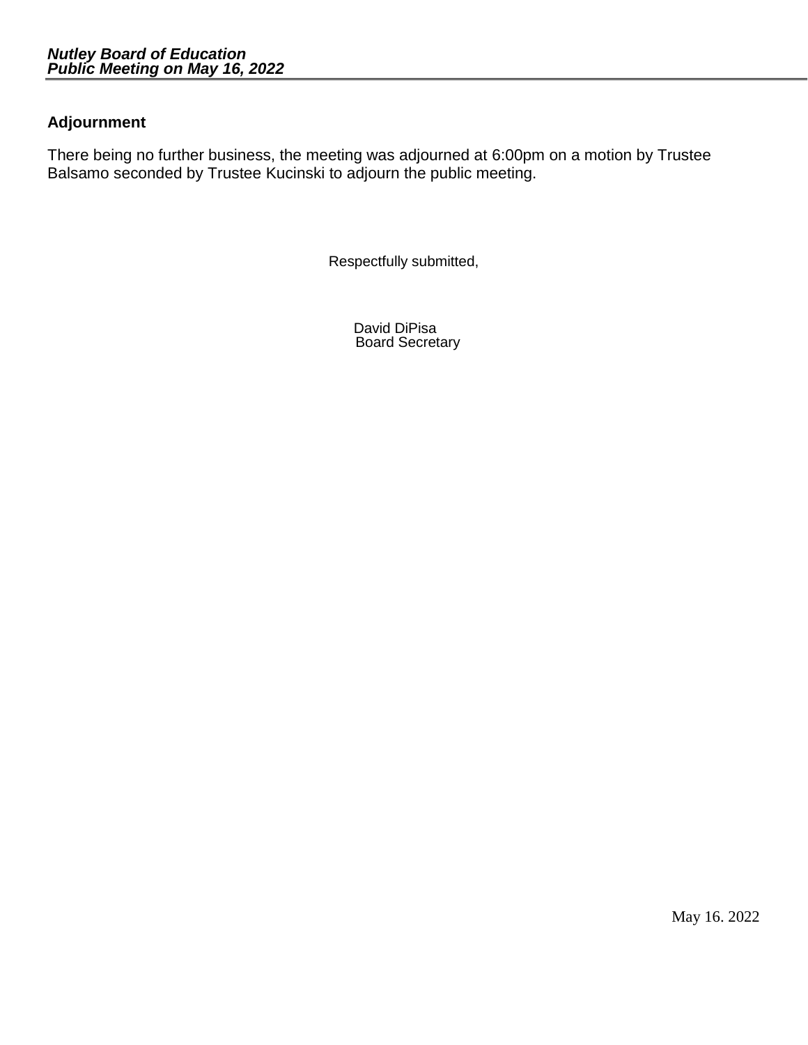### Adjournment

There being no further business, the meeting was adjourned at 6:00pm on a motion by Trustee Balsamo seconded by Trustee Kucinski to adjourn the public meeting.

Respectfully submitted,

David DiPisa
Board Secretary

May 16. 2022